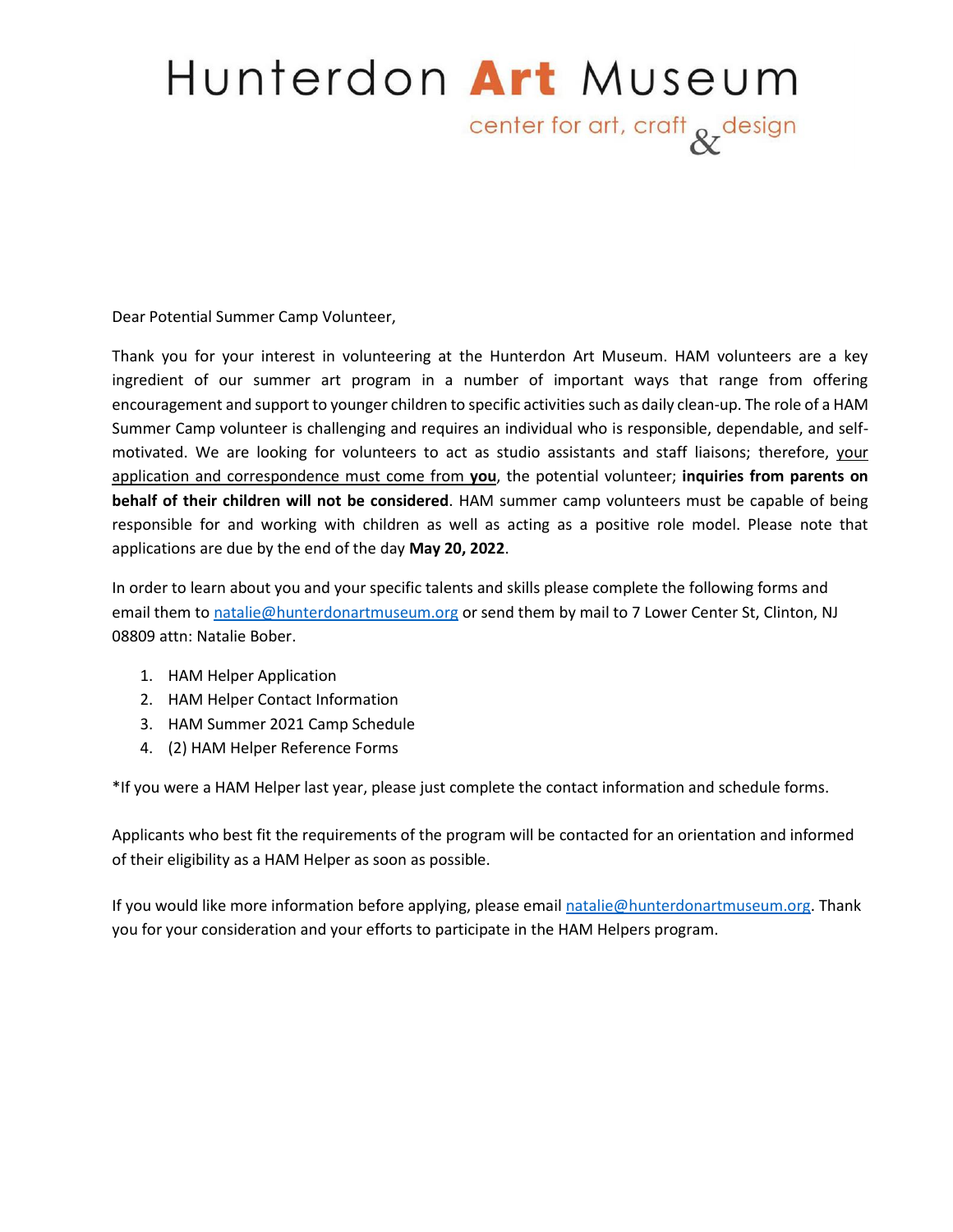# Hunterdon **Art** Museum

center for art, craft & design

Dear Potential Summer Camp Volunteer,

Thank you for your interest in volunteering at the Hunterdon Art Museum. HAM volunteers are a key ingredient of our summer art program in a number of important ways that range from offering encouragement and support to younger children to specific activities such as daily clean-up. The role of a HAM Summer Camp volunteer is challenging and requires an individual who is responsible, dependable, and self-motivated. We are looking for volunteers to act as studio assistants and staff liaisons; therefore, your application and correspondence must come from **you**, the potential volunteer; **inquiries from parents on behalf of their children will not be considered**. HAM summer camp volunteers must be capable of being responsible for and working with children as well as acting as a positive role model. Please note that applications are due by the end of the day **May 20, 2022**.

In order to learn about you and your specific talents and skills please complete the following forms and email them to natalie@hunterdonartmuseum.org or send them by mail to 7 Lower Center St, Clinton, NJ 08809 attn: Natalie Bober.

1. HAM Helper Application
2. HAM Helper Contact Information
3. HAM Summer 2021 Camp Schedule
4. (2) HAM Helper Reference Forms

*If you were a HAM Helper last year, please just complete the contact information and schedule forms.

Applicants who best fit the requirements of the program will be contacted for an orientation and informed of their eligibility as a HAM Helper as soon as possible.

If you would like more information before applying, please email natalie@hunterdonartmuseum.org. Thank you for your consideration and your efforts to participate in the HAM Helpers program.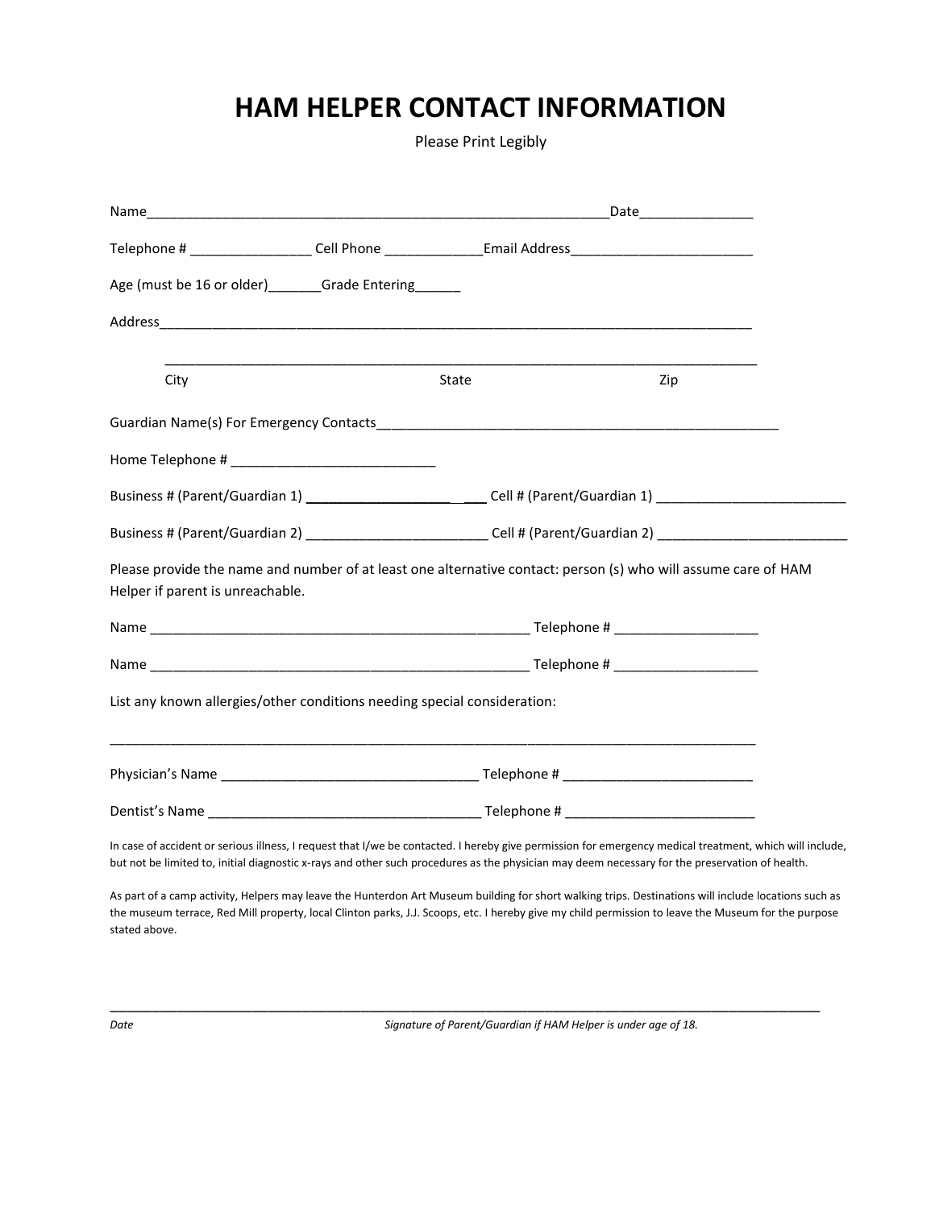# HAM HELPER CONTACT INFORMATION

Please Print Legibly

Name_____________________________________________________________Date_______________

Telephone # ________________ Cell Phone _____________Email Address________________________

Age (must be 16 or older)_______Grade Entering______

Address_________________________________________________________________________________

_________________________________________________________________________________

City State Zip

Guardian Name(s) For Emergency Contacts_______________________________________________________

Home Telephone # ___________________________

Business # (Parent/Guardian 1) ________________________ Cell # (Parent/Guardian 1) _________________________

Business # (Parent/Guardian 2) ________________________ Cell # (Parent/Guardian 2) _________________________

Please provide the name and number of at least one alternative contact: person (s) who will assume care of HAM Helper if parent is unreachable.

Name _________________________________________________ Telephone # ___________________

Name _________________________________________________ Telephone # ___________________

List any known allergies/other conditions needing special consideration:

____________________________________________________________________________________________

Physician's Name __________________________________ Telephone # _________________________

Dentist's Name _____________________________________ Telephone # _________________________

In case of accident or serious illness, I request that I/we be contacted. I hereby give permission for emergency medical treatment, which will include, but not be limited to, initial diagnostic x-rays and other such procedures as the physician may deem necessary for the preservation of health.

As part of a camp activity, Helpers may leave the Hunterdon Art Museum building for short walking trips. Destinations will include locations such as the museum terrace, Red Mill property, local Clinton parks, J.J. Scoops, etc. I hereby give my child permission to leave the Museum for the purpose stated above.

____________________________________________________________________________________________

*Date* *Signature of Parent/Guardian if HAM Helper is under age of 18.*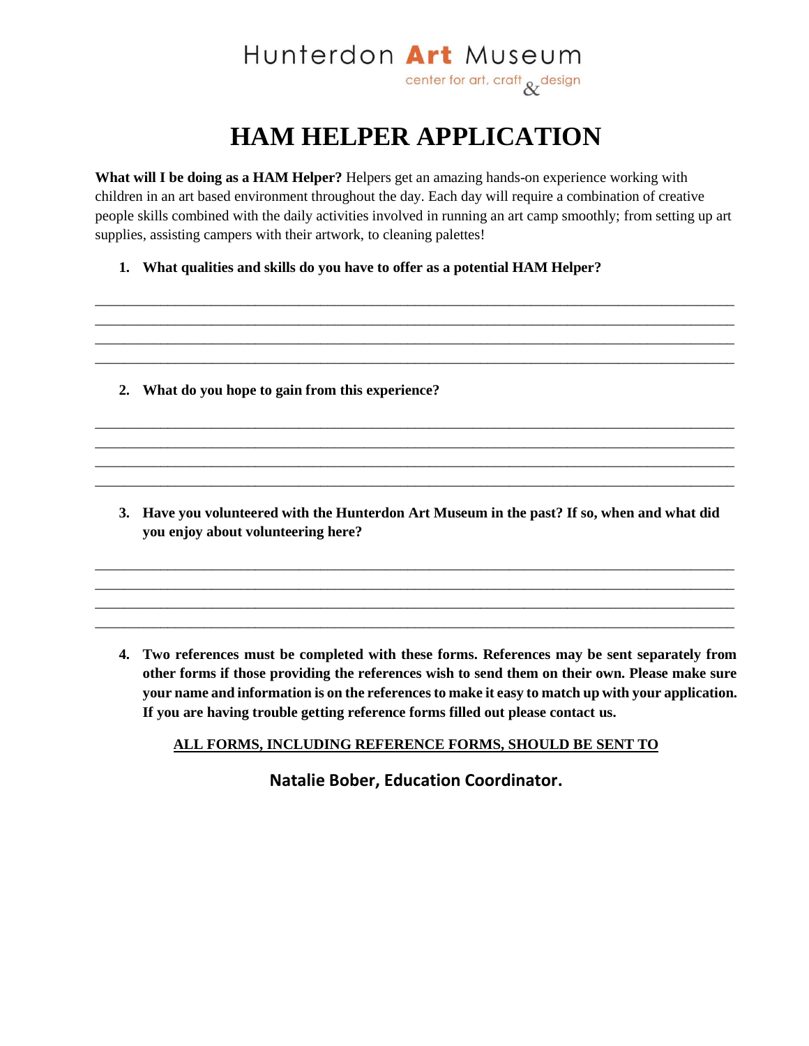Hunterdon **Art** Museum

center for art, craft & design

# HAM HELPER APPLICATION

**What will I be doing as a HAM Helper?** Helpers get an amazing hands-on experience working with children in an art based environment throughout the day. Each day will require a combination of creative people skills combined with the daily activities involved in running an art camp smoothly; from setting up art supplies, assisting campers with their artwork, to cleaning palettes!

1. **What qualities and skills do you have to offer as a potential HAM Helper?**

____________________________________________________________________________________
____________________________________________________________________________________
____________________________________________________________________________________
____________________________________________________________________________________

2. **What do you hope to gain from this experience?**

____________________________________________________________________________________
____________________________________________________________________________________
____________________________________________________________________________________
____________________________________________________________________________________

3. **Have you volunteered with the Hunterdon Art Museum in the past? If so, when and what did you enjoy about volunteering here?**

____________________________________________________________________________________
____________________________________________________________________________________
____________________________________________________________________________________
____________________________________________________________________________________

4. **Two references must be completed with these forms. References may be sent separately from other forms if those providing the references wish to send them on their own. Please make sure your name and information is on the references to make it easy to match up with your application. If you are having trouble getting reference forms filled out please contact us.**

**ALL FORMS, INCLUDING REFERENCE FORMS, SHOULD BE SENT TO**

**Natalie Bober, Education Coordinator.**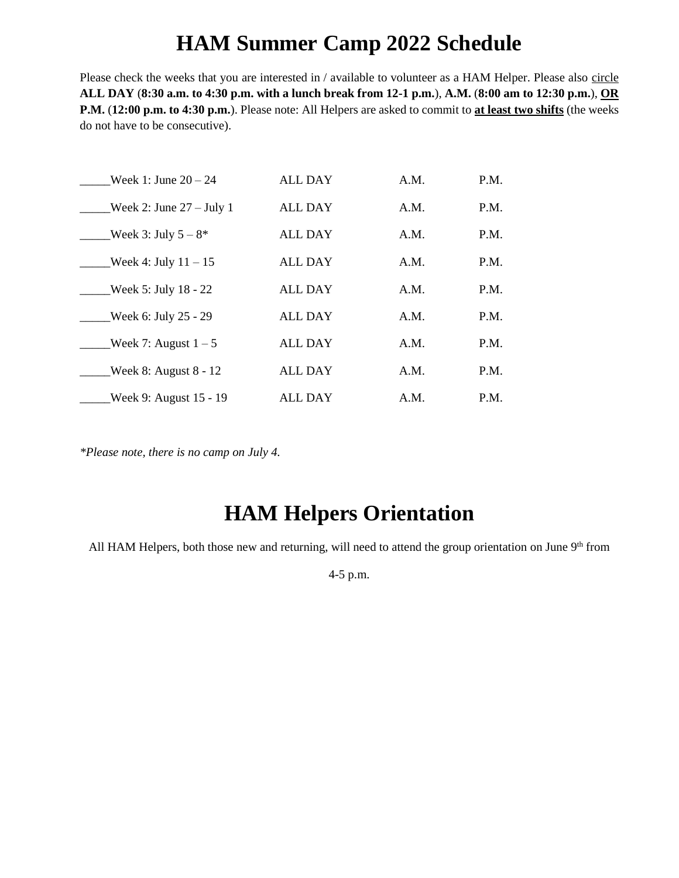# HAM Summer Camp 2022 Schedule

Please check the weeks that you are interested in / available to volunteer as a HAM Helper. Please also circle **ALL DAY** (**8:30 a.m. to 4:30 p.m. with a lunch break from 12-1 p.m.**), **A.M.** (**8:00 am to 12:30 p.m.**), **OR P.M.** (**12:00 p.m. to 4:30 p.m.**). Please note: All Helpers are asked to commit to **at least two shifts** (the weeks do not have to be consecutive).

| | | | |
|---|---|---|---|
| _____Week 1: June 20 – 24 | ALL DAY | A.M. | P.M. |
| _____Week 2: June 27 – July 1 | ALL DAY | A.M. | P.M. |
| _____Week 3: July 5 – 8* | ALL DAY | A.M. | P.M. |
| _____Week 4: July 11 – 15 | ALL DAY | A.M. | P.M. |
| _____Week 5: July 18 - 22 | ALL DAY | A.M. | P.M. |
| _____Week 6: July 25 - 29 | ALL DAY | A.M. | P.M. |
| _____Week 7: August 1 – 5 | ALL DAY | A.M. | P.M. |
| _____Week 8: August 8 - 12 | ALL DAY | A.M. | P.M. |
| _____Week 9: August 15 - 19 | ALL DAY | A.M. | P.M. |

*\*Please note, there is no camp on July 4.*

# HAM Helpers Orientation

All HAM Helpers, both those new and returning, will need to attend the group orientation on June 9th from 4-5 p.m.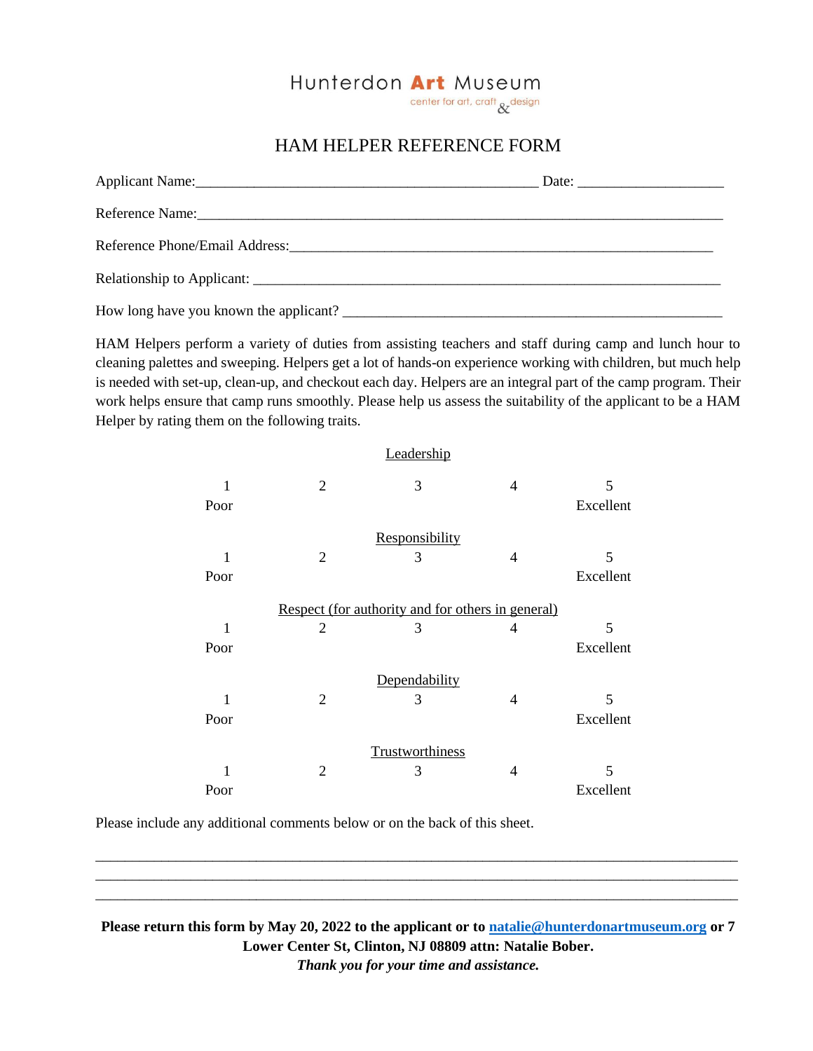Hunterdon **Art** Museum
center for art, craft & design

# HAM HELPER REFERENCE FORM

Applicant Name:_______________________________________________ Date: ___________________

Reference Name:__________________________________________________________________________

Reference Phone/Email Address:_______________________________________________________

Relationship to Applicant: ___________________________________________________________

How long have you known the applicant? ______________________________________________

HAM Helpers perform a variety of duties from assisting teachers and staff during camp and lunch hour to cleaning palettes and sweeping. Helpers get a lot of hands-on experience working with children, but much help is needed with set-up, clean-up, and checkout each day. Helpers are an integral part of the camp program. Their work helps ensure that camp runs smoothly. Please help us assess the suitability of the applicant to be a HAM Helper by rating them on the following traits.

Leadership

| 1 Poor | 2 | 3 | 4 | 5 Excellent |
|---|---|---|---|---|

Responsibility

| 1 Poor | 2 | 3 | 4 | 5 Excellent |
|---|---|---|---|---|

Respect (for authority and for others in general)

| 1 Poor | 2 | 3 | 4 | 5 Excellent |
|---|---|---|---|---|

Dependability

| 1 Poor | 2 | 3 | 4 | 5 Excellent |
|---|---|---|---|---|

Trustworthiness

| 1 Poor | 2 | 3 | 4 | 5 Excellent |
|---|---|---|---|---|

Please include any additional comments below or on the back of this sheet.

______________________________________________________________________________

______________________________________________________________________________

______________________________________________________________________________

**Please return this form by May 20, 2022 to the applicant or to natalie@hunterdonartmuseum.org or 7 Lower Center St, Clinton, NJ 08809 attn: Natalie Bober.**

*Thank you for your time and assistance.*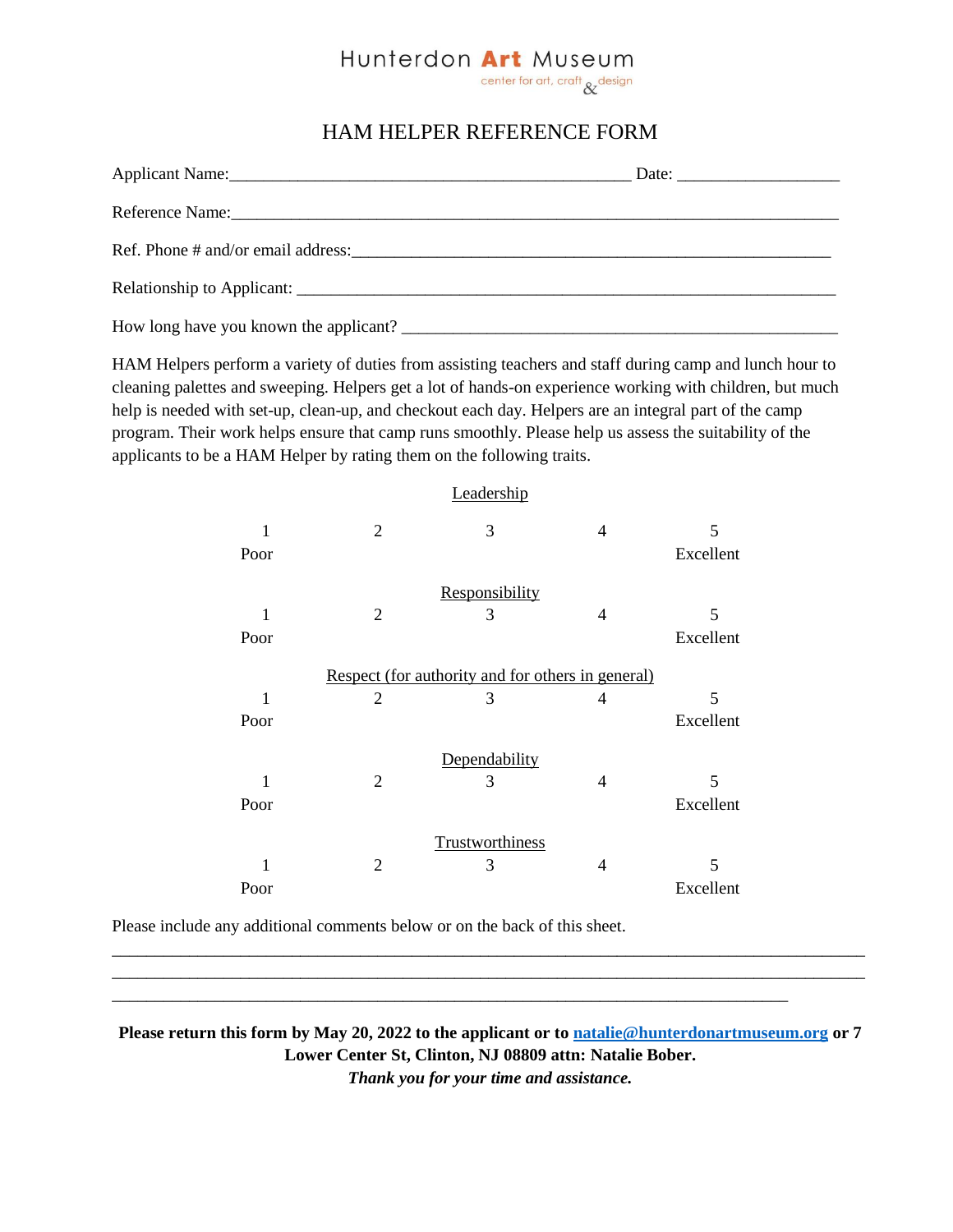Hunterdon **Art** Museum
center for art, craft & design

# HAM HELPER REFERENCE FORM

Applicant Name:_______________________________________________ Date: __________________

Reference Name:_________________________________________________________________________

Ref. Phone # and/or email address:________________________________________________________

Relationship to Applicant: _______________________________________________________________

How long have you known the applicant? ___________________________________________________

HAM Helpers perform a variety of duties from assisting teachers and staff during camp and lunch hour to cleaning palettes and sweeping. Helpers get a lot of hands-on experience working with children, but much help is needed with set-up, clean-up, and checkout each day. Helpers are an integral part of the camp program. Their work helps ensure that camp runs smoothly. Please help us assess the suitability of the applicants to be a HAM Helper by rating them on the following traits.

Leadership

| 1 | 2 | 3 | 4 | 5 |
|---|---|---|---|---|
| Poor | | | | Excellent |

Responsibility

| 1 | 2 | 3 | 4 | 5 |
|---|---|---|---|---|
| Poor | | | | Excellent |

Respect (for authority and for others in general)

| 1 | 2 | 3 | 4 | 5 |
|---|---|---|---|---|
| Poor | | | | Excellent |

Dependability

| 1 | 2 | 3 | 4 | 5 |
|---|---|---|---|---|
| Poor | | | | Excellent |

Trustworthiness

| 1 | 2 | 3 | 4 | 5 |
|---|---|---|---|---|
| Poor | | | | Excellent |

Please include any additional comments below or on the back of this sheet.

_____________________________________________________________________________________

_____________________________________________________________________________________

_________________________________________________________________________________

**Please return this form by May 20, 2022 to the applicant or to natalie@hunterdonartmuseum.org or 7 Lower Center St, Clinton, NJ 08809 attn: Natalie Bober.**

*Thank you for your time and assistance.*